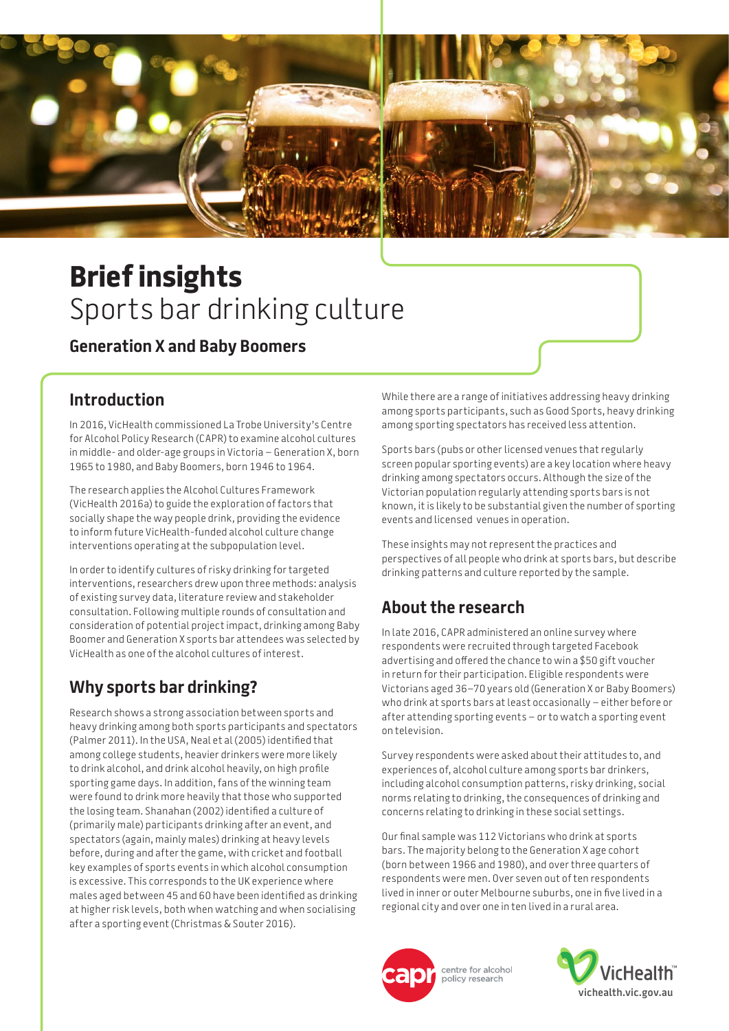# Brief insights
Sports bar drinking culture

### Generation X and Baby Boomers

## Introduction

In 2016, VicHealth commissioned La Trobe University's Centre for Alcohol Policy Research (CAPR) to examine alcohol cultures in middle- and older-age groups in Victoria – Generation X, born 1965 to 1980, and Baby Boomers, born 1946 to 1964.

The research applies the Alcohol Cultures Framework (VicHealth 2016a) to guide the exploration of factors that socially shape the way people drink, providing the evidence to inform future VicHealth-funded alcohol culture change interventions operating at the subpopulation level.

In order to identify cultures of risky drinking for targeted interventions, researchers drew upon three methods: analysis of existing survey data, literature review and stakeholder consultation. Following multiple rounds of consultation and consideration of potential project impact, drinking among Baby Boomer and Generation X sports bar attendees was selected by VicHealth as one of the alcohol cultures of interest.

## Why sports bar drinking?

Research shows a strong association between sports and heavy drinking among both sports participants and spectators (Palmer 2011). In the USA, Neal et al (2005) identified that among college students, heavier drinkers were more likely to drink alcohol, and drink alcohol heavily, on high profile sporting game days. In addition, fans of the winning team were found to drink more heavily that those who supported the losing team. Shanahan (2002) identified a culture of (primarily male) participants drinking after an event, and spectators (again, mainly males) drinking at heavy levels before, during and after the game, with cricket and football key examples of sports events in which alcohol consumption is excessive. This corresponds to the UK experience where males aged between 45 and 60 have been identified as drinking at higher risk levels, both when watching and when socialising after a sporting event (Christmas & Souter 2016).

While there are a range of initiatives addressing heavy drinking among sports participants, such as Good Sports, heavy drinking among sporting spectators has received less attention.

Sports bars (pubs or other licensed venues that regularly screen popular sporting events) are a key location where heavy drinking among spectators occurs. Although the size of the Victorian population regularly attending sports bars is not known, it is likely to be substantial given the number of sporting events and licensed venues in operation.

These insights may not represent the practices and perspectives of all people who drink at sports bars, but describe drinking patterns and culture reported by the sample.

## About the research

In late 2016, CAPR administered an online survey where respondents were recruited through targeted Facebook advertising and offered the chance to win a $50 gift voucher in return for their participation. Eligible respondents were Victorians aged 36–70 years old (Generation X or Baby Boomers) who drink at sports bars at least occasionally – either before or after attending sporting events – or to watch a sporting event on television.

Survey respondents were asked about their attitudes to, and experiences of, alcohol culture among sports bar drinkers, including alcohol consumption patterns, risky drinking, social norms relating to drinking, the consequences of drinking and concerns relating to drinking in these social settings.

Our final sample was 112 Victorians who drink at sports bars. The majority belong to the Generation X age cohort (born between 1966 and 1980), and over three quarters of respondents were men. Over seven out of ten respondents lived in inner or outer Melbourne suburbs, one in five lived in a regional city and over one in ten lived in a rural area.

capr centre for alcohol policy research

VicHealth
vichealth.vic.gov.au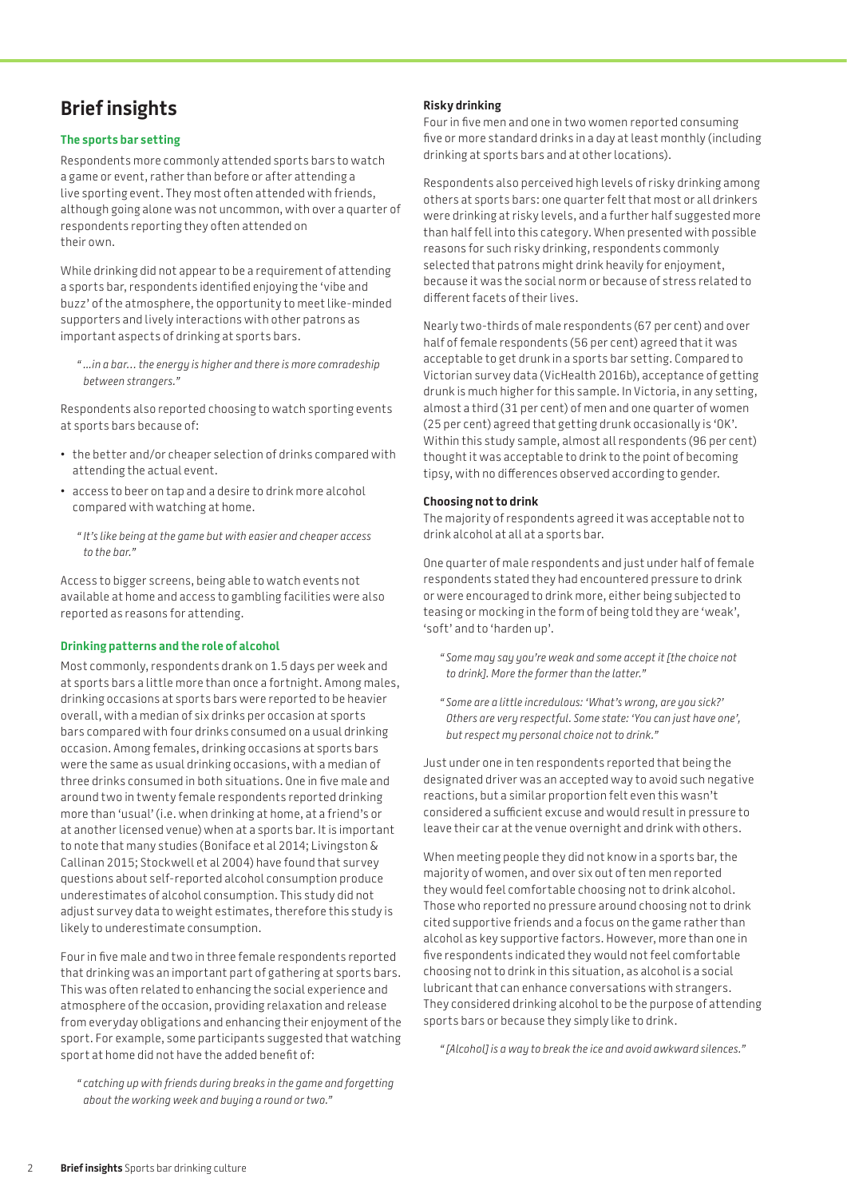# Brief insights

### The sports bar setting

Respondents more commonly attended sports bars to watch a game or event, rather than before or after attending a live sporting event. They most often attended with friends, although going alone was not uncommon, with over a quarter of respondents reporting they often attended on their own.

While drinking did not appear to be a requirement of attending a sports bar, respondents identified enjoying the 'vibe and buzz' of the atmosphere, the opportunity to meet like-minded supporters and lively interactions with other patrons as important aspects of drinking at sports bars.

> *"…in a bar… the energy is higher and there is more comradeship between strangers."*

Respondents also reported choosing to watch sporting events at sports bars because of:

- the better and/or cheaper selection of drinks compared with attending the actual event.
- access to beer on tap and a desire to drink more alcohol compared with watching at home.

> *"It's like being at the game but with easier and cheaper access to the bar."*

Access to bigger screens, being able to watch events not available at home and access to gambling facilities were also reported as reasons for attending.

### Drinking patterns and the role of alcohol

Most commonly, respondents drank on 1.5 days per week and at sports bars a little more than once a fortnight. Among males, drinking occasions at sports bars were reported to be heavier overall, with a median of six drinks per occasion at sports bars compared with four drinks consumed on a usual drinking occasion. Among females, drinking occasions at sports bars were the same as usual drinking occasions, with a median of three drinks consumed in both situations. One in five male and around two in twenty female respondents reported drinking more than 'usual' (i.e. when drinking at home, at a friend's or at another licensed venue) when at a sports bar. It is important to note that many studies (Boniface et al 2014; Livingston & Callinan 2015; Stockwell et al 2004) have found that survey questions about self-reported alcohol consumption produce underestimates of alcohol consumption. This study did not adjust survey data to weight estimates, therefore this study is likely to underestimate consumption.

Four in five male and two in three female respondents reported that drinking was an important part of gathering at sports bars. This was often related to enhancing the social experience and atmosphere of the occasion, providing relaxation and release from everyday obligations and enhancing their enjoyment of the sport. For example, some participants suggested that watching sport at home did not have the added benefit of:

> *"catching up with friends during breaks in the game and forgetting about the working week and buying a round or two."*

### Risky drinking

Four in five men and one in two women reported consuming five or more standard drinks in a day at least monthly (including drinking at sports bars and at other locations).

Respondents also perceived high levels of risky drinking among others at sports bars: one quarter felt that most or all drinkers were drinking at risky levels, and a further half suggested more than half fell into this category. When presented with possible reasons for such risky drinking, respondents commonly selected that patrons might drink heavily for enjoyment, because it was the social norm or because of stress related to different facets of their lives.

Nearly two-thirds of male respondents (67 per cent) and over half of female respondents (56 per cent) agreed that it was acceptable to get drunk in a sports bar setting. Compared to Victorian survey data (VicHealth 2016b), acceptance of getting drunk is much higher for this sample. In Victoria, in any setting, almost a third (31 per cent) of men and one quarter of women (25 per cent) agreed that getting drunk occasionally is 'OK'. Within this study sample, almost all respondents (96 per cent) thought it was acceptable to drink to the point of becoming tipsy, with no differences observed according to gender.

### Choosing not to drink

The majority of respondents agreed it was acceptable not to drink alcohol at all at a sports bar.

One quarter of male respondents and just under half of female respondents stated they had encountered pressure to drink or were encouraged to drink more, either being subjected to teasing or mocking in the form of being told they are 'weak', 'soft' and to 'harden up'.

> *"Some may say you're weak and some accept it [the choice not to drink]. More the former than the latter."*

> *"Some are a little incredulous: 'What's wrong, are you sick?' Others are very respectful. Some state: 'You can just have one', but respect my personal choice not to drink."*

Just under one in ten respondents reported that being the designated driver was an accepted way to avoid such negative reactions, but a similar proportion felt even this wasn't considered a sufficient excuse and would result in pressure to leave their car at the venue overnight and drink with others.

When meeting people they did not know in a sports bar, the majority of women, and over six out of ten men reported they would feel comfortable choosing not to drink alcohol. Those who reported no pressure around choosing not to drink cited supportive friends and a focus on the game rather than alcohol as key supportive factors. However, more than one in five respondents indicated they would not feel comfortable choosing not to drink in this situation, as alcohol is a social lubricant that can enhance conversations with strangers. They considered drinking alcohol to be the purpose of attending sports bars or because they simply like to drink.

> *"[Alcohol] is a way to break the ice and avoid awkward silences."*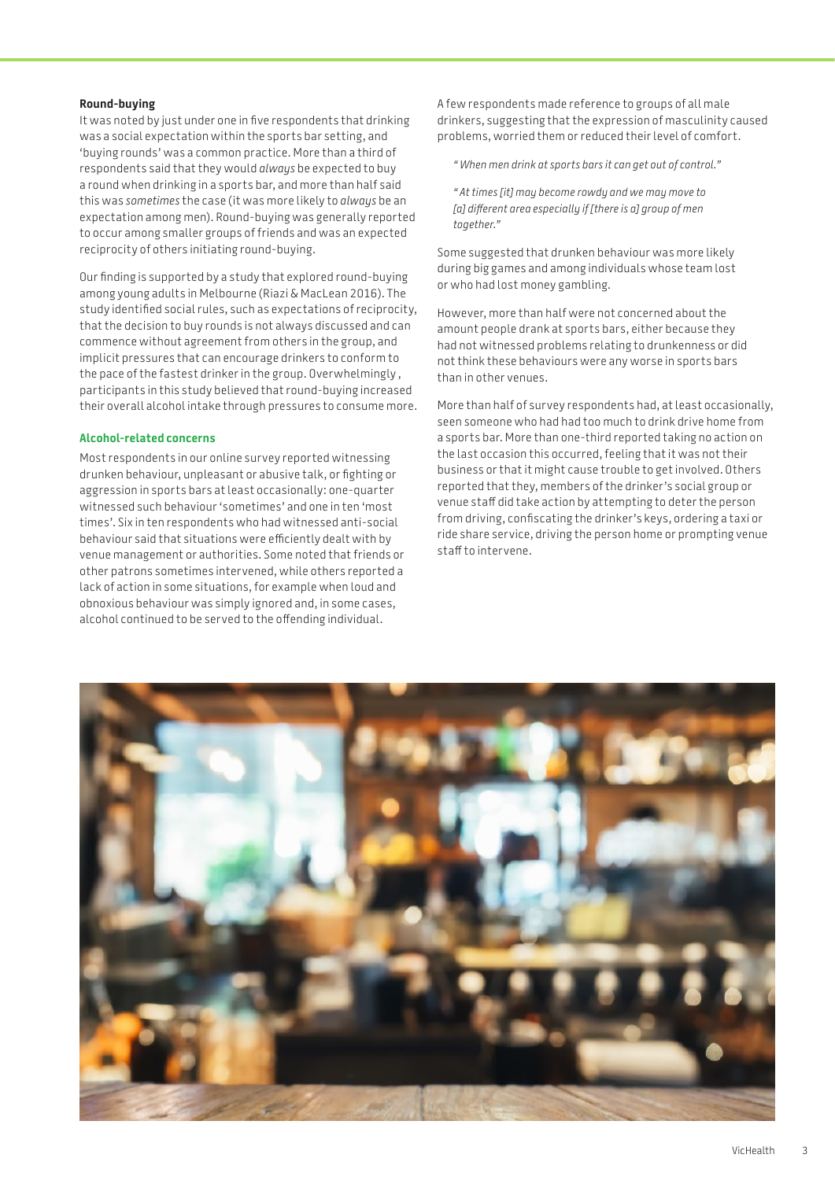### Round-buying

It was noted by just under one in five respondents that drinking was a social expectation within the sports bar setting, and 'buying rounds' was a common practice. More than a third of respondents said that they would *always* be expected to buy a round when drinking in a sports bar, and more than half said this was *sometimes* the case (it was more likely to *always* be an expectation among men). Round-buying was generally reported to occur among smaller groups of friends and was an expected reciprocity of others initiating round-buying.

Our finding is supported by a study that explored round-buying among young adults in Melbourne (Riazi & MacLean 2016). The study identified social rules, such as expectations of reciprocity, that the decision to buy rounds is not always discussed and can commence without agreement from others in the group, and implicit pressures that can encourage drinkers to conform to the pace of the fastest drinker in the group. Overwhelmingly, participants in this study believed that round-buying increased their overall alcohol intake through pressures to consume more.

### Alcohol-related concerns

Most respondents in our online survey reported witnessing drunken behaviour, unpleasant or abusive talk, or fighting or aggression in sports bars at least occasionally: one-quarter witnessed such behaviour 'sometimes' and one in ten 'most times'. Six in ten respondents who had witnessed anti-social behaviour said that situations were efficiently dealt with by venue management or authorities. Some noted that friends or other patrons sometimes intervened, while others reported a lack of action in some situations, for example when loud and obnoxious behaviour was simply ignored and, in some cases, alcohol continued to be served to the offending individual.

A few respondents made reference to groups of all male drinkers, suggesting that the expression of masculinity caused problems, worried them or reduced their level of comfort.

> *"When men drink at sports bars it can get out of control."*

> *"At times [it] may become rowdy and we may move to [a] different area especially if [there is a] group of men together."*

Some suggested that drunken behaviour was more likely during big games and among individuals whose team lost or who had lost money gambling.

However, more than half were not concerned about the amount people drank at sports bars, either because they had not witnessed problems relating to drunkenness or did not think these behaviours were any worse in sports bars than in other venues.

More than half of survey respondents had, at least occasionally, seen someone who had had too much to drink drive home from a sports bar. More than one-third reported taking no action on the last occasion this occurred, feeling that it was not their business or that it might cause trouble to get involved. Others reported that they, members of the drinker's social group or venue staff did take action by attempting to deter the person from driving, confiscating the drinker's keys, ordering a taxi or ride share service, driving the person home or prompting venue staff to intervene.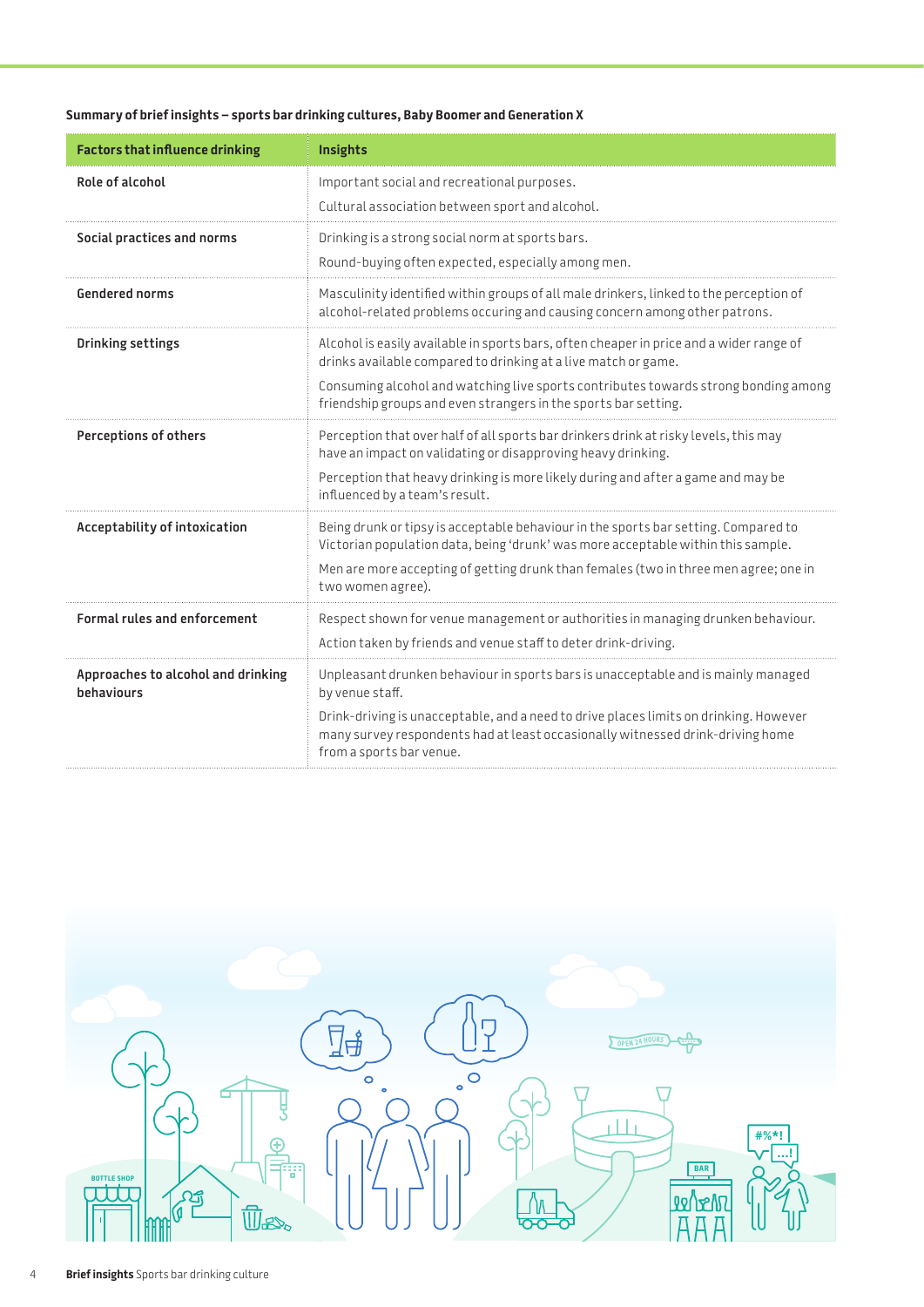**Summary of brief insights – sports bar drinking cultures, Baby Boomer and Generation X**

| Factors that influence drinking | Insights |
|---|---|
| **Role of alcohol** | Important social and recreational purposes.<br>Cultural association between sport and alcohol. |
| **Social practices and norms** | Drinking is a strong social norm at sports bars.<br>Round-buying often expected, especially among men. |
| **Gendered norms** | Masculinity identified within groups of all male drinkers, linked to the perception of alcohol-related problems occuring and causing concern among other patrons. |
| **Drinking settings** | Alcohol is easily available in sports bars, often cheaper in price and a wider range of drinks available compared to drinking at a live match or game.<br>Consuming alcohol and watching live sports contributes towards strong bonding among friendship groups and even strangers in the sports bar setting. |
| **Perceptions of others** | Perception that over half of all sports bar drinkers drink at risky levels, this may have an impact on validating or disapproving heavy drinking.<br>Perception that heavy drinking is more likely during and after a game and may be influenced by a team's result. |
| **Acceptability of intoxication** | Being drunk or tipsy is acceptable behaviour in the sports bar setting. Compared to Victorian population data, being 'drunk' was more acceptable within this sample.<br>Men are more accepting of getting drunk than females (two in three men agree; one in two women agree). |
| **Formal rules and enforcement** | Respect shown for venue management or authorities in managing drunken behaviour.<br>Action taken by friends and venue staff to deter drink-driving. |
| **Approaches to alcohol and drinking behaviours** | Unpleasant drunken behaviour in sports bars is unacceptable and is mainly managed by venue staff.<br>Drink-driving is unacceptable, and a need to drive places limits on drinking. However many survey respondents had at least occasionally witnessed drink-driving home from a sports bar venue. |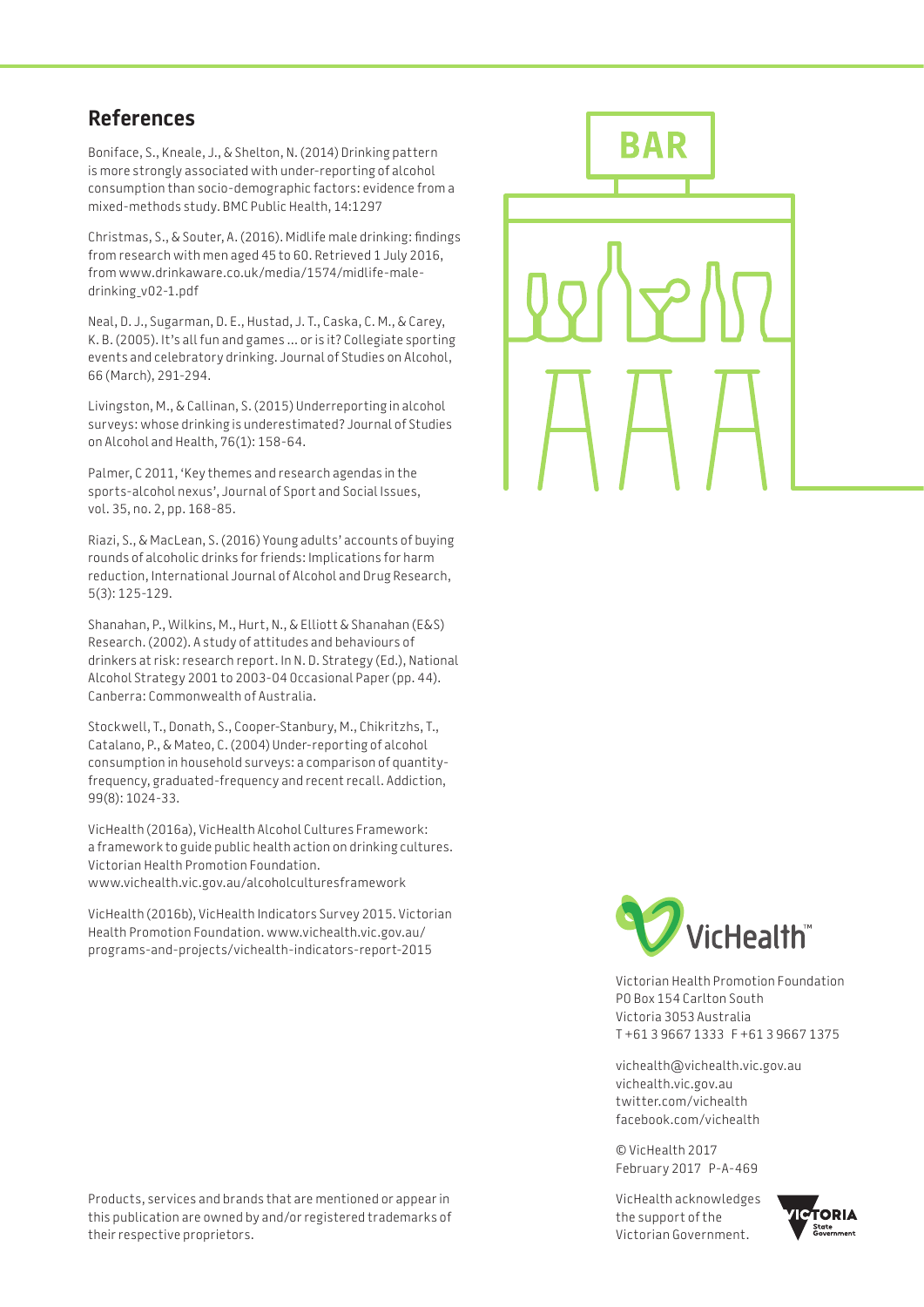## References

Boniface, S., Kneale, J., & Shelton, N. (2014) Drinking pattern is more strongly associated with under-reporting of alcohol consumption than socio-demographic factors: evidence from a mixed-methods study. BMC Public Health, 14:1297

Christmas, S., & Souter, A. (2016). Midlife male drinking: findings from research with men aged 45 to 60. Retrieved 1 July 2016, from www.drinkaware.co.uk/media/1574/midlife-male-drinking_v02-1.pdf

Neal, D. J., Sugarman, D. E., Hustad, J. T., Caska, C. M., & Carey, K. B. (2005). It's all fun and games ... or is it? Collegiate sporting events and celebratory drinking. Journal of Studies on Alcohol, 66 (March), 291-294.

Livingston, M., & Callinan, S. (2015) Underreporting in alcohol surveys: whose drinking is underestimated? Journal of Studies on Alcohol and Health, 76(1): 158-64.

Palmer, C 2011, 'Key themes and research agendas in the sports-alcohol nexus', Journal of Sport and Social Issues, vol. 35, no. 2, pp. 168-85.

Riazi, S., & MacLean, S. (2016) Young adults' accounts of buying rounds of alcoholic drinks for friends: Implications for harm reduction, International Journal of Alcohol and Drug Research, 5(3): 125-129.

Shanahan, P., Wilkins, M., Hurt, N., & Elliott & Shanahan (E&S) Research. (2002). A study of attitudes and behaviours of drinkers at risk: research report. In N. D. Strategy (Ed.), National Alcohol Strategy 2001 to 2003-04 Occasional Paper (pp. 44). Canberra: Commonwealth of Australia.

Stockwell, T., Donath, S., Cooper-Stanbury, M., Chikritzhs, T., Catalano, P., & Mateo, C. (2004) Under-reporting of alcohol consumption in household surveys: a comparison of quantity-frequency, graduated-frequency and recent recall. Addiction, 99(8): 1024-33.

VicHealth (2016a), VicHealth Alcohol Cultures Framework: a framework to guide public health action on drinking cultures. Victorian Health Promotion Foundation. www.vichealth.vic.gov.au/alcoholculturesframework

VicHealth (2016b), VicHealth Indicators Survey 2015. Victorian Health Promotion Foundation. www.vichealth.vic.gov.au/programs-and-projects/vichealth-indicators-report-2015

Products, services and brands that are mentioned or appear in this publication are owned by and/or registered trademarks of their respective proprietors.

Victorian Health Promotion Foundation
PO Box 154 Carlton South
Victoria 3053 Australia
T +61 3 9667 1333 F +61 3 9667 1375

vichealth@vichealth.vic.gov.au
vichealth.vic.gov.au
twitter.com/vichealth
facebook.com/vichealth

© VicHealth 2017
February 2017 P-A-469

VicHealth acknowledges the support of the Victorian Government.